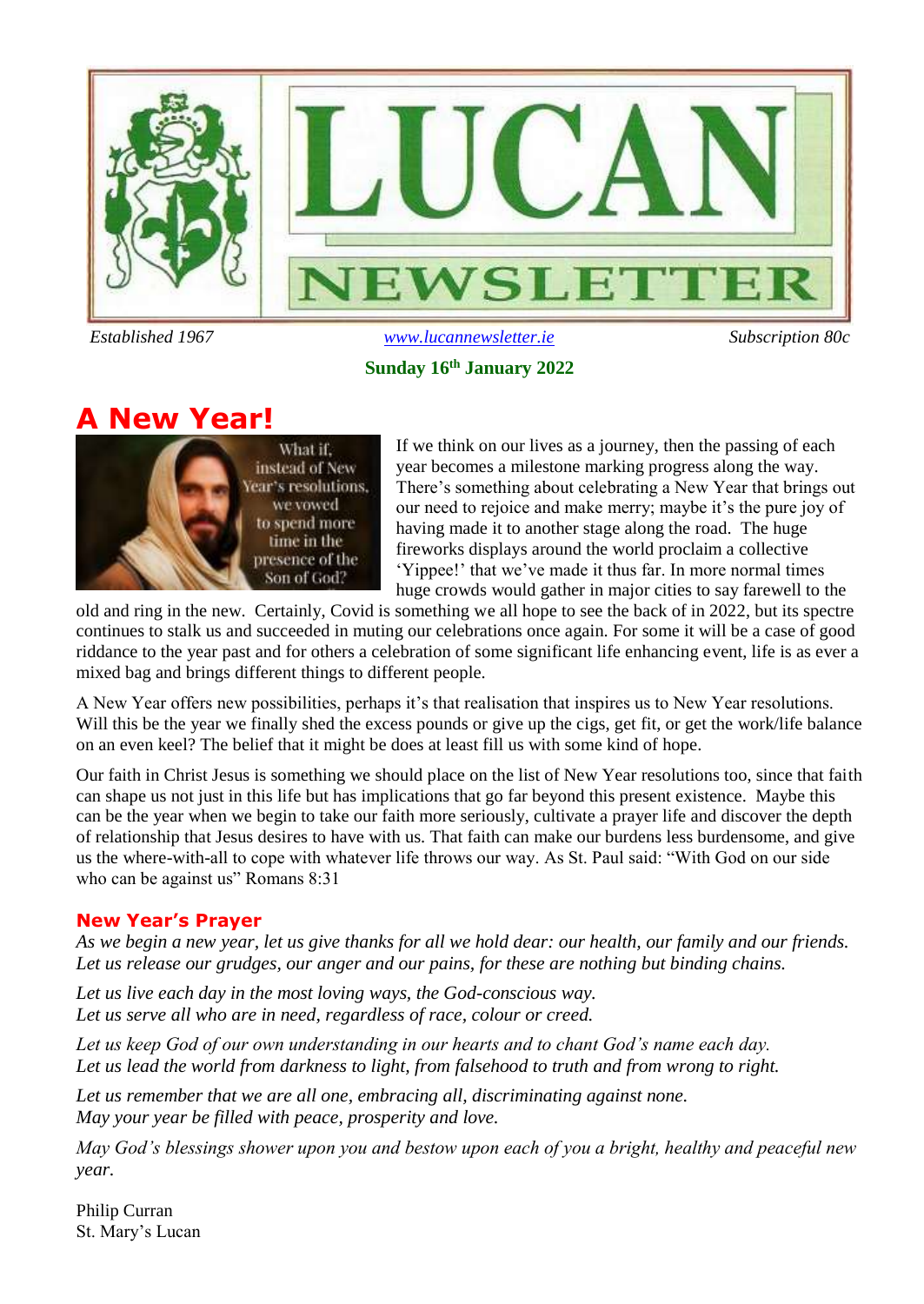# LUCAN NEWSLETTER

*Established 1967* | www.lucannewsletter.ie | *Subscription 80c*

**Sunday 16th January 2022**

## A New Year!

If we think on our lives as a journey, then the passing of each year becomes a milestone marking progress along the way. There's something about celebrating a New Year that brings out our need to rejoice and make merry; maybe it's the pure joy of having made it to another stage along the road. The huge fireworks displays around the world proclaim a collective 'Yippee!' that we've made it thus far. In more normal times huge crowds would gather in major cities to say farewell to the old and ring in the new. Certainly, Covid is something we all hope to see the back of in 2022, but its spectre continues to stalk us and succeeded in muting our celebrations once again. For some it will be a case of good riddance to the year past and for others a celebration of some significant life enhancing event, life is as ever a mixed bag and brings different things to different people.

A New Year offers new possibilities, perhaps it's that realisation that inspires us to New Year resolutions. Will this be the year we finally shed the excess pounds or give up the cigs, get fit, or get the work/life balance on an even keel? The belief that it might be does at least fill us with some kind of hope.

Our faith in Christ Jesus is something we should place on the list of New Year resolutions too, since that faith can shape us not just in this life but has implications that go far beyond this present existence. Maybe this can be the year when we begin to take our faith more seriously, cultivate a prayer life and discover the depth of relationship that Jesus desires to have with us. That faith can make our burdens less burdensome, and give us the where-with-all to cope with whatever life throws our way. As St. Paul said: "With God on our side who can be against us" Romans 8:31

### New Year's Prayer

*As we begin a new year, let us give thanks for all we hold dear: our health, our family and our friends.*
*Let us release our grudges, our anger and our pains, for these are nothing but binding chains.*

*Let us live each day in the most loving ways, the God-conscious way.*
*Let us serve all who are in need, regardless of race, colour or creed.*

*Let us keep God of our own understanding in our hearts and to chant God's name each day.*
*Let us lead the world from darkness to light, from falsehood to truth and from wrong to right.*

*Let us remember that we are all one, embracing all, discriminating against none.*
*May your year be filled with peace, prosperity and love.*

*May God's blessings shower upon you and bestow upon each of you a bright, healthy and peaceful new year.*

Philip Curran
St. Mary's Lucan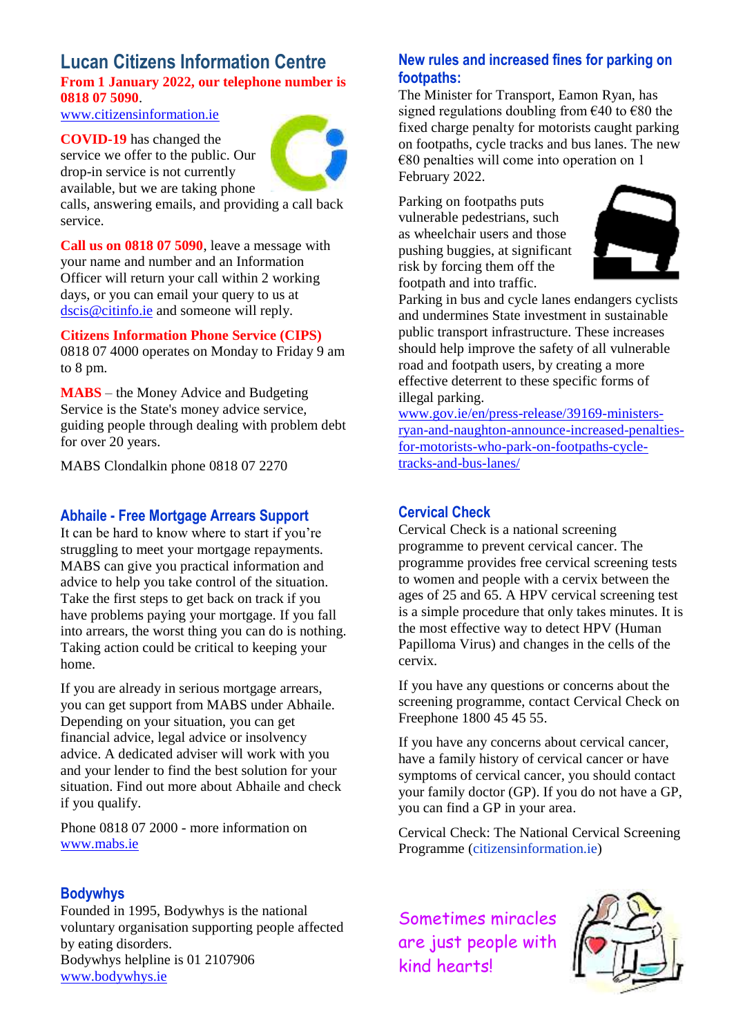## Lucan Citizens Information Centre

**From 1 January 2022, our telephone number is 0818 07 5090**.

www.citizensinformation.ie

**COVID-19** has changed the service we offer to the public. Our drop-in service is not currently available, but we are taking phone calls, answering emails, and providing a call back service.

**Call us on 0818 07 5090**, leave a message with your name and number and an Information Officer will return your call within 2 working days, or you can email your query to us at dscis@citinfo.ie and someone will reply.

**Citizens Information Phone Service (CIPS)** 0818 07 4000 operates on Monday to Friday 9 am to 8 pm.

**MABS** – the Money Advice and Budgeting Service is the State's money advice service, guiding people through dealing with problem debt for over 20 years.

MABS Clondalkin phone 0818 07 2270

### Abhaile - Free Mortgage Arrears Support

It can be hard to know where to start if you're struggling to meet your mortgage repayments. MABS can give you practical information and advice to help you take control of the situation. Take the first steps to get back on track if you have problems paying your mortgage. If you fall into arrears, the worst thing you can do is nothing. Taking action could be critical to keeping your home.

If you are already in serious mortgage arrears, you can get support from MABS under Abhaile. Depending on your situation, you can get financial advice, legal advice or insolvency advice. A dedicated adviser will work with you and your lender to find the best solution for your situation. Find out more about Abhaile and check if you qualify.

Phone 0818 07 2000 - more information on www.mabs.ie

### Bodywhys

Founded in 1995, Bodywhys is the national voluntary organisation supporting people affected by eating disorders.
Bodywhys helpline is 01 2107906
www.bodywhys.ie

### New rules and increased fines for parking on footpaths:

The Minister for Transport, Eamon Ryan, has signed regulations doubling from €40 to €80 the fixed charge penalty for motorists caught parking on footpaths, cycle tracks and bus lanes. The new €80 penalties will come into operation on 1 February 2022.

Parking on footpaths puts vulnerable pedestrians, such as wheelchair users and those pushing buggies, at significant risk by forcing them off the footpath and into traffic.
Parking in bus and cycle lanes endangers cyclists and undermines State investment in sustainable public transport infrastructure. These increases should help improve the safety of all vulnerable road and footpath users, by creating a more effective deterrent to these specific forms of illegal parking.
www.gov.ie/en/press-release/39169-ministers-ryan-and-naughton-announce-increased-penalties-for-motorists-who-park-on-footpaths-cycle-tracks-and-bus-lanes/

### Cervical Check

Cervical Check is a national screening programme to prevent cervical cancer. The programme provides free cervical screening tests to women and people with a cervix between the ages of 25 and 65. A HPV cervical screening test is a simple procedure that only takes minutes. It is the most effective way to detect HPV (Human Papilloma Virus) and changes in the cells of the cervix.

If you have any questions or concerns about the screening programme, contact Cervical Check on Freephone 1800 45 45 55.

If you have any concerns about cervical cancer, have a family history of cervical cancer or have symptoms of cervical cancer, you should contact your family doctor (GP). If you do not have a GP, you can find a GP in your area.

Cervical Check: The National Cervical Screening Programme (citizensinformation.ie)

*Sometimes miracles are just people with kind hearts!*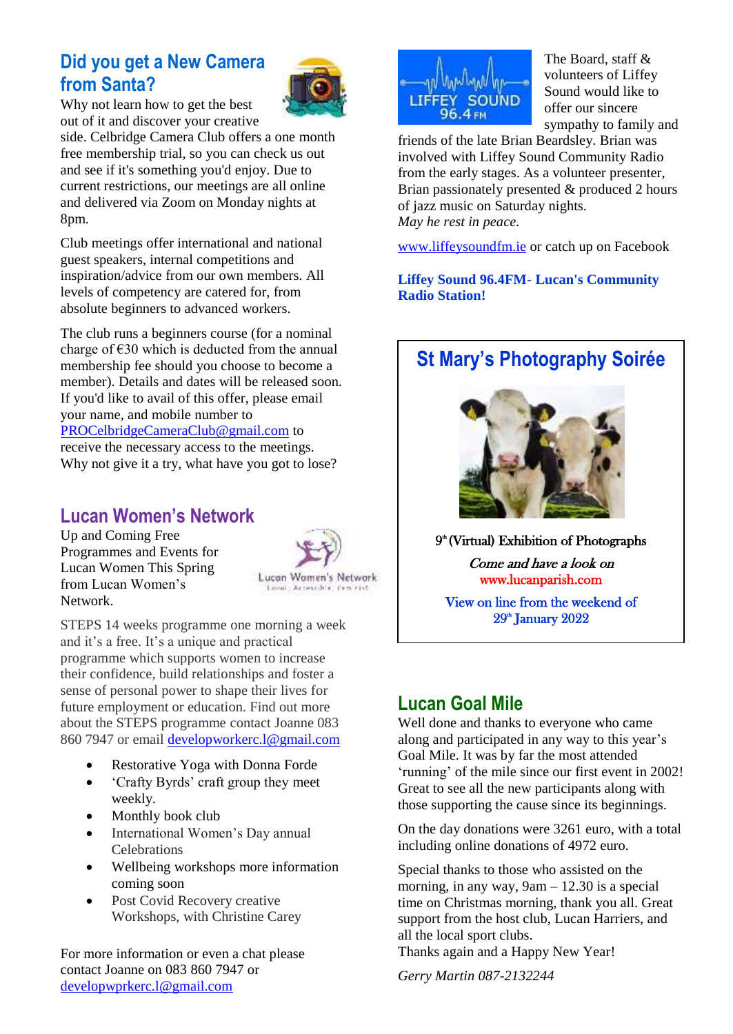## Did you get a New Camera from Santa?

Why not learn how to get the best out of it and discover your creative side. Celbridge Camera Club offers a one month free membership trial, so you can check us out and see if it's something you'd enjoy. Due to current restrictions, our meetings are all online and delivered via Zoom on Monday nights at 8pm.

Club meetings offer international and national guest speakers, internal competitions and inspiration/advice from our own members. All levels of competency are catered for, from absolute beginners to advanced workers.

The club runs a beginners course (for a nominal charge of €30 which is deducted from the annual membership fee should you choose to become a member). Details and dates will be released soon. If you'd like to avail of this offer, please email your name, and mobile number to PROCelbridgeCameraClub@gmail.com to receive the necessary access to the meetings. Why not give it a try, what have you got to lose?

## Lucan Women's Network

Up and Coming Free Programmes and Events for Lucan Women This Spring from Lucan Women's Network.

STEPS 14 weeks programme one morning a week and it's a free. It's a unique and practical programme which supports women to increase their confidence, build relationships and foster a sense of personal power to shape their lives for future employment or education. Find out more about the STEPS programme contact Joanne 083 860 7947 or email developworkerc.l@gmail.com

- Restorative Yoga with Donna Forde
- 'Crafty Byrds' craft group they meet weekly.
- Monthly book club
- International Women's Day annual Celebrations
- Wellbeing workshops more information coming soon
- Post Covid Recovery creative Workshops, with Christine Carey

For more information or even a chat please contact Joanne on 083 860 7947 or developwprkerc.l@gmail.com

The Board, staff & volunteeers of Liffey Sound would like to offer our sincere sympathy to family and friends of the late Brian Beardsley. Brian was involved with Liffey Sound Community Radio from the early stages. As a volunteer presenter, Brian passionately presented & produced 2 hours of jazz music on Saturday nights.
*May he rest in peace.*

www.liffeysoundfm.ie or catch up on Facebook

**Liffey Sound 96.4FM- Lucan's Community Radio Station!**

## St Mary's Photography Soirée

9th (Virtual) Exhibition of Photographs

*Come and have a look on*
www.lucanparish.com

View on line from the weekend of 29th January 2022

## Lucan Goal Mile

Well done and thanks to everyone who came along and participated in any way to this year's Goal Mile. It was by far the most attended 'running' of the mile since our first event in 2002! Great to see all the new participants along with those supporting the cause since its beginnings.

On the day donations were 3261 euro, with a total including online donations of 4972 euro.

Special thanks to those who assisted on the morning, in any way, 9am – 12.30 is a special time on Christmas morning, thank you all. Great support from the host club, Lucan Harriers, and all the local sport clubs.
Thanks again and a Happy New Year!

*Gerry Martin 087-2132244*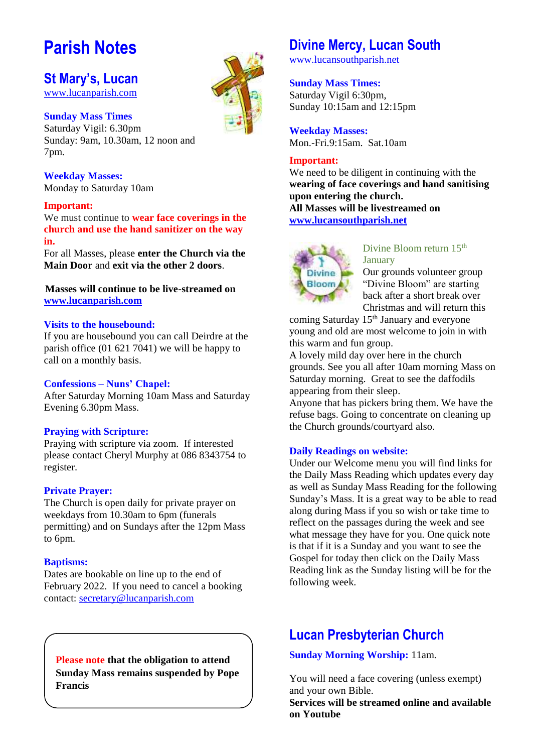# Parish Notes

## St Mary's, Lucan

www.lucanparish.com

**Sunday Mass Times**
Saturday Vigil: 6.30pm
Sunday: 9am, 10.30am, 12 noon and 7pm.

**Weekday Masses:**
Monday to Saturday 10am

**Important:**
We must continue to **wear face coverings in the church and use the hand sanitizer on the way in.**
For all Masses, please **enter the Church via the Main Door** and **exit via the other 2 doors**.

**Masses will continue to be live-streamed on www.lucanparish.com**

**Visits to the housebound:**
If you are housebound you can call Deirdre at the parish office (01 621 7041) we will be happy to call on a monthly basis.

**Confessions – Nuns' Chapel:**
After Saturday Morning 10am Mass and Saturday Evening 6.30pm Mass.

**Praying with Scripture:**
Praying with scripture via zoom. If interested please contact Cheryl Murphy at 086 8343754 to register.

**Private Prayer:**
The Church is open daily for private prayer on weekdays from 10.30am to 6pm (funerals permitting) and on Sundays after the 12pm Mass to 6pm.

**Baptisms:**
Dates are bookable on line up to the end of February 2022. If you need to cancel a booking contact: secretary@lucanparish.com

**Please note that the obligation to attend Sunday Mass remains suspended by Pope Francis**

## Divine Mercy, Lucan South

www.lucansouthparish.net

**Sunday Mass Times:**
Saturday Vigil 6:30pm,
Sunday 10:15am and 12:15pm

**Weekday Masses:**
Mon.-Fri.9:15am. Sat.10am

**Important:**
We need to be diligent in continuing with the **wearing of face coverings and hand sanitising upon entering the church.**
**All Masses will be livestreamed on www.lucansouthparish.net**

Divine Bloom return 15th January
Our grounds volunteer group "Divine Bloom" are starting back after a short break over Christmas and will return this coming Saturday 15th January and everyone young and old are most welcome to join in with this warm and fun group.
A lovely mild day over here in the church grounds. See you all after 10am morning Mass on Saturday morning. Great to see the daffodils appearing from their sleep.
Anyone that has pickers bring them. We have the refuse bags. Going to concentrate on cleaning up the Church grounds/courtyard also.

**Daily Readings on website:**
Under our Welcome menu you will find links for the Daily Mass Reading which updates every day as well as Sunday Mass Reading for the following Sunday's Mass. It is a great way to be able to read along during Mass if you so wish or take time to reflect on the passages during the week and see what message they have for you. One quick note is that if it is a Sunday and you want to see the Gospel for today then click on the Daily Mass Reading link as the Sunday listing will be for the following week.

## Lucan Presbyterian Church

**Sunday Morning Worship:** 11am.

You will need a face covering (unless exempt) and your own Bible.
**Services will be streamed online and available on Youtube**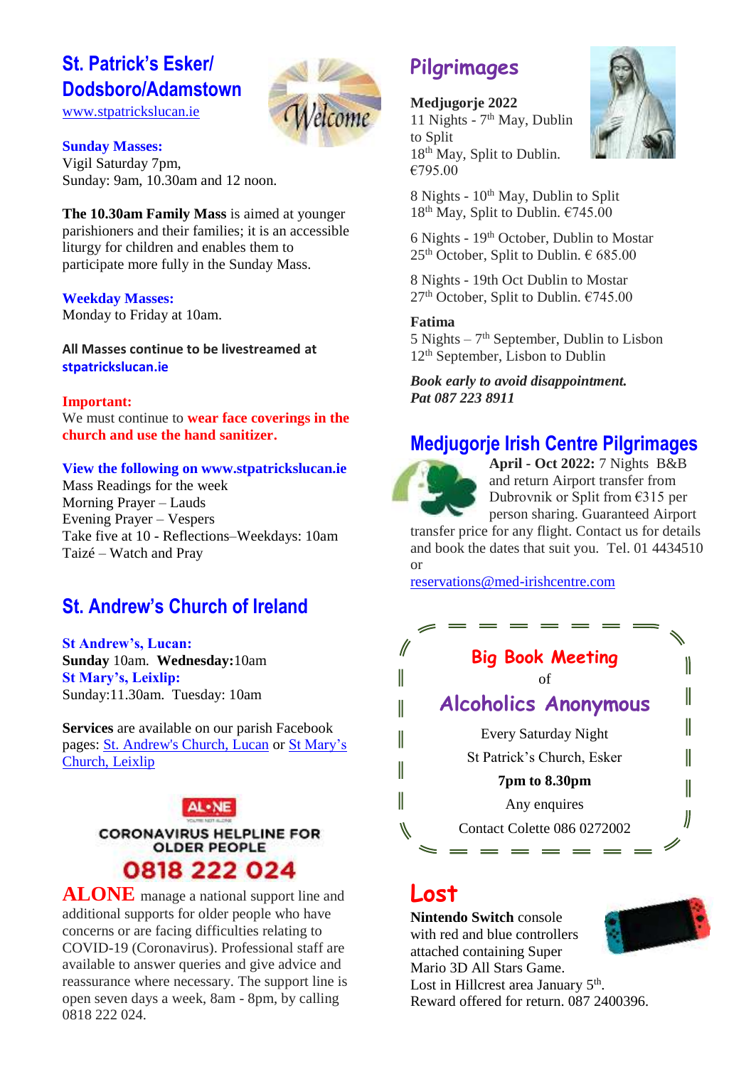## St. Patrick's Esker/ Dodsboro/Adamstown

www.stpatrickslucan.ie

**Sunday Masses:**
Vigil Saturday 7pm,
Sunday: 9am, 10.30am and 12 noon.

**The 10.30am Family Mass** is aimed at younger parishioners and their families; it is an accessible liturgy for children and enables them to participate more fully in the Sunday Mass.

**Weekday Masses:**
Monday to Friday at 10am.

**All Masses continue to be livestreamed at stpatrickslucan.ie**

**Important:**
We must continue to **wear face coverings in the church and use the hand sanitizer.**

**View the following on www.stpatrickslucan.ie**
Mass Readings for the week
Morning Prayer – Lauds
Evening Prayer – Vespers
Take five at 10 - Reflections–Weekdays: 10am
Taizé – Watch and Pray

## St. Andrew's Church of Ireland

**St Andrew's, Lucan:**
**Sunday** 10am. **Wednesday:**10am
**St Mary's, Leixlip:**
Sunday:11.30am. Tuesday: 10am

**Services** are available on our parish Facebook pages: St. Andrew's Church, Lucan or St Mary's Church, Leixlip

ALONE
YOU'RE NOT ALONE
**CORONAVIRUS HELPLINE FOR OLDER PEOPLE**
**0818 222 024**

**ALONE** manage a national support line and additional supports for older people who have concerns or are facing difficulties relating to COVID-19 (Coronavirus). Professional staff are available to answer queries and give advice and reassurance where necessary. The support line is open seven days a week, 8am - 8pm, by calling 0818 222 024.

## Pilgrimages

**Medjugorje 2022**
11 Nights - 7th May, Dublin to Split
18th May, Split to Dublin. €795.00

8 Nights - 10th May, Dublin to Split
18th May, Split to Dublin. €745.00

6 Nights - 19th October, Dublin to Mostar
25th October, Split to Dublin. € 685.00

8 Nights - 19th Oct Dublin to Mostar
27th October, Split to Dublin. €745.00

**Fatima**
5 Nights – 7th September, Dublin to Lisbon
12th September, Lisbon to Dublin

***Book early to avoid disappointment.***
***Pat 087 223 8911***

## Medjugorje Irish Centre Pilgrimages

**April - Oct 2022:** 7 Nights B&B and return Airport transfer from Dubrovnik or Split from €315 per person sharing. Guaranteed Airport transfer price for any flight. Contact us for details and book the dates that suit you. Tel. 01 4434510 or
reservations@med-irishcentre.com

**Big Book Meeting**
of
**Alcoholics Anonymous**
Every Saturday Night
St Patrick's Church, Esker
**7pm to 8.30pm**
Any enquires
Contact Colette 086 0272002

## Lost

**Nintendo Switch** console with red and blue controllers attached containing Super Mario 3D All Stars Game.
Lost in Hillcrest area January 5th.
Reward offered for return. 087 2400396.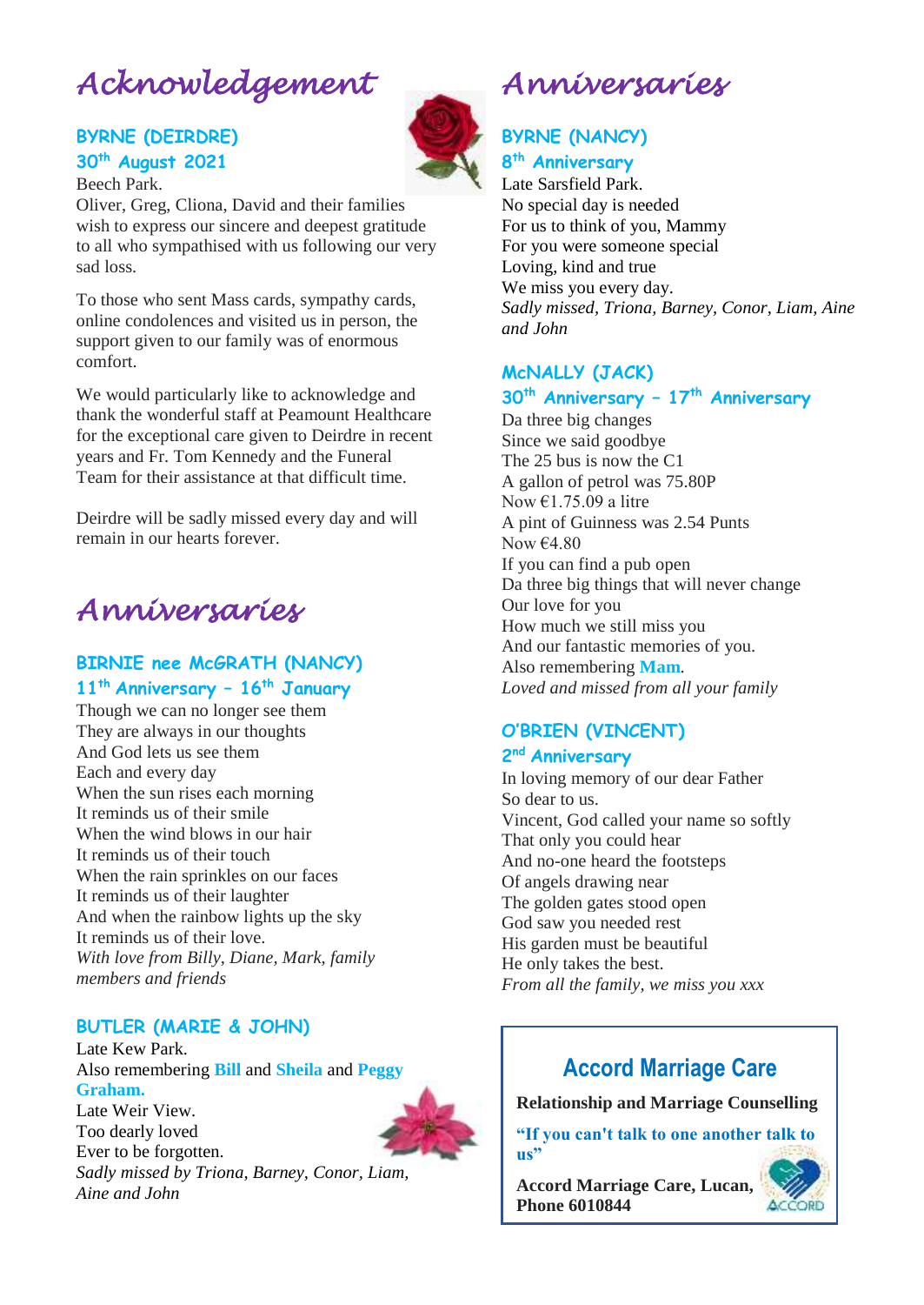# Acknowledgement

### BYRNE (DEIRDRE)
### 30th August 2021

Beech Park.
Oliver, Greg, Cliona, David and their families wish to express our sincere and deepest gratitude to all who sympathised with us following our very sad loss.

To those who sent Mass cards, sympathy cards, online condolences and visited us in person, the support given to our family was of enormous comfort.

We would particularly like to acknowledge and thank the wonderful staff at Peamount Healthcare for the exceptional care given to Deirdre in recent years and Fr. Tom Kennedy and the Funeral Team for their assistance at that difficult time.

Deirdre will be sadly missed every day and will remain in our hearts forever.

# Anniversaries

### BIRNIE nee McGRATH (NANCY)
### 11th Anniversary – 16th January

Though we can no longer see them
They are always in our thoughts
And God lets us see them
Each and every day
When the sun rises each morning
It reminds us of their smile
When the wind blows in our hair
It reminds us of their touch
When the rain sprinkles on our faces
It reminds us of their laughter
And when the rainbow lights up the sky
It reminds us of their love.
*With love from Billy, Diane, Mark, family members and friends*

### BUTLER (MARIE & JOHN)

Late Kew Park.
Also remembering **Bill** and **Sheila** and **Peggy Graham.**
Late Weir View.
Too dearly loved
Ever to be forgotten.
*Sadly missed by Triona, Barney, Conor, Liam, Aine and John*

# Anniversaries

### BYRNE (NANCY)
### 8th Anniversary

Late Sarsfield Park.
No special day is needed
For us to think of you, Mammy
For you were someone special
Loving, kind and true
We miss you every day.
*Sadly missed, Triona, Barney, Conor, Liam, Aine and John*

### McNALLY (JACK)
### 30th Anniversary – 17th Anniversary

Da three big changes
Since we said goodbye
The 25 bus is now the C1
A gallon of petrol was 75.80P
Now €1.75.09 a litre
A pint of Guinness was 2.54 Punts
Now €4.80
If you can find a pub open
Da three big things that will never change
Our love for you
How much we still miss you
And our fantastic memories of you.
Also remembering **Mam.**
*Loved and missed from all your family*

### O'BRIEN (VINCENT)
### 2nd Anniversary

In loving memory of our dear Father
So dear to us.
Vincent, God called your name so softly
That only you could hear
And no-one heard the footsteps
Of angels drawing near
The golden gates stood open
God saw you needed rest
His garden must be beautiful
He only takes the best.
*From all the family, we miss you xxx*

## Accord Marriage Care

**Relationship and Marriage Counselling**

**"If you can't talk to one another talk to us"**

**Accord Marriage Care, Lucan, Phone 6010844**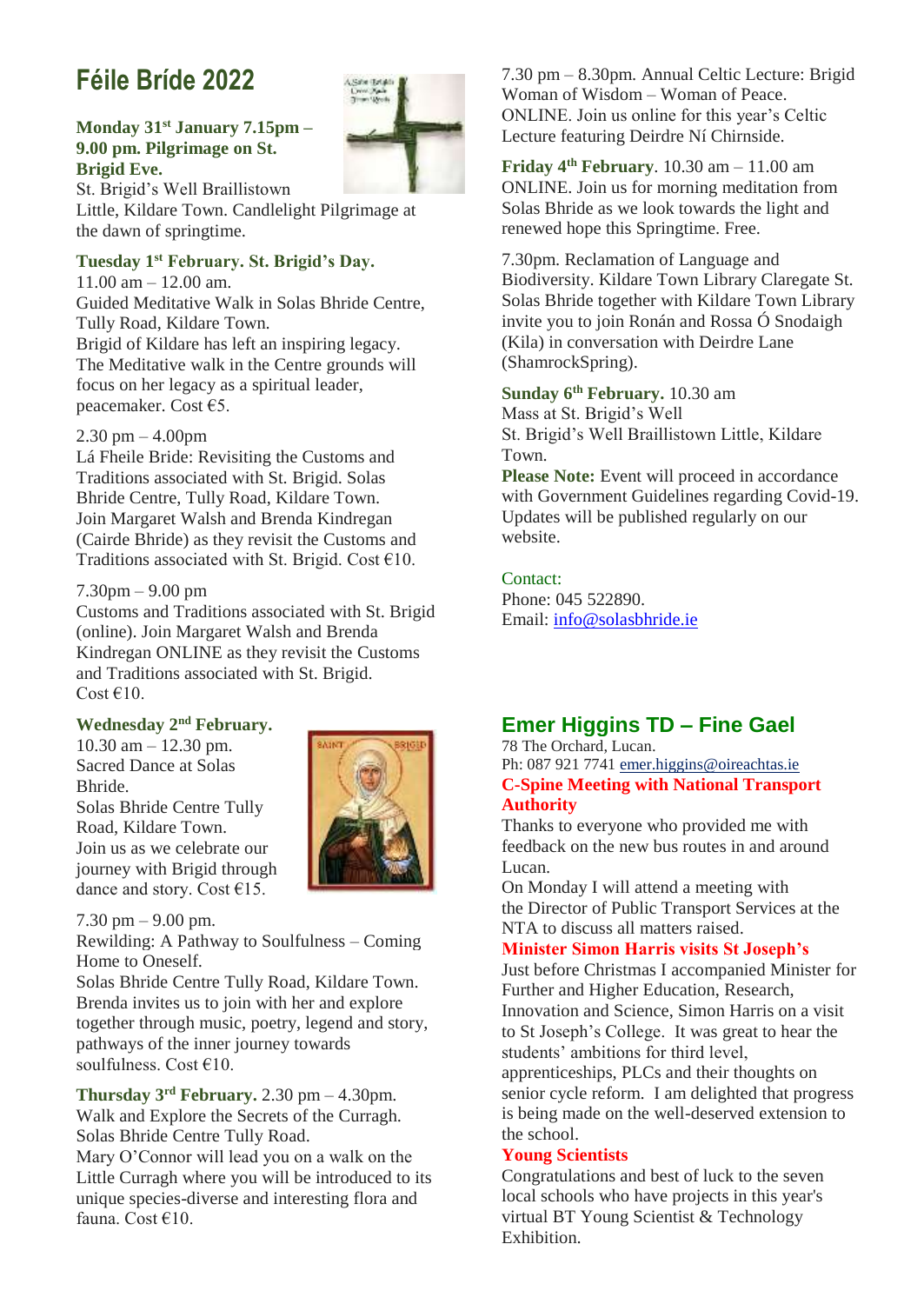## Féile Bríde 2022

**Monday 31st January 7.15pm – 9.00 pm. Pilgrimage on St. Brigid Eve.**
St. Brigid's Well Braillistown Little, Kildare Town. Candlelight Pilgrimage at the dawn of springtime.

**Tuesday 1st February. St. Brigid's Day.**
11.00 am – 12.00 am.
Guided Meditative Walk in Solas Bhride Centre, Tully Road, Kildare Town.
Brigid of Kildare has left an inspiring legacy. The Meditative walk in the Centre grounds will focus on her legacy as a spiritual leader, peacemaker. Cost €5.

2.30 pm – 4.00pm
Lá Fheile Bride: Revisiting the Customs and Traditions associated with St. Brigid. Solas Bhride Centre, Tully Road, Kildare Town. Join Margaret Walsh and Brenda Kindregan (Cairde Bhride) as they revisit the Customs and Traditions associated with St. Brigid. Cost €10.

7.30pm – 9.00 pm
Customs and Traditions associated with St. Brigid (online). Join Margaret Walsh and Brenda Kindregan ONLINE as they revisit the Customs and Traditions associated with St. Brigid.
Cost €10.

**Wednesday 2nd February.**
10.30 am – 12.30 pm.
Sacred Dance at Solas Bhride.
Solas Bhride Centre Tully Road, Kildare Town.
Join us as we celebrate our journey with Brigid through dance and story. Cost €15.

7.30 pm – 9.00 pm.
Rewilding: A Pathway to Soulfulness – Coming Home to Oneself.
Solas Bhride Centre Tully Road, Kildare Town.
Brenda invites us to join with her and explore together through music, poetry, legend and story, pathways of the inner journey towards soulfulness. Cost €10.

**Thursday 3rd February.** 2.30 pm – 4.30pm.
Walk and Explore the Secrets of the Curragh.
Solas Bhride Centre Tully Road.
Mary O'Connor will lead you on a walk on the Little Curragh where you will be introduced to its unique species-diverse and interesting flora and fauna. Cost €10.

7.30 pm – 8.30pm. Annual Celtic Lecture: Brigid Woman of Wisdom – Woman of Peace.
ONLINE. Join us online for this year's Celtic Lecture featuring Deirdre Ní Chirnside.

**Friday 4th February**. 10.30 am – 11.00 am
ONLINE. Join us for morning meditation from Solas Bhride as we look towards the light and renewed hope this Springtime. Free.

7.30pm. Reclamation of Language and Biodiversity. Kildare Town Library Claregate St. Solas Bhride together with Kildare Town Library invite you to join Ronán and Rossa Ó Snodaigh (Kila) in conversation with Deirdre Lane (ShamrockSpring).

**Sunday 6th February.** 10.30 am
Mass at St. Brigid's Well
St. Brigid's Well Braillistown Little, Kildare Town.
**Please Note:** Event will proceed in accordance with Government Guidelines regarding Covid-19. Updates will be published regularly on our website.

Contact:
Phone: 045 522890.
Email: info@solasbhride.ie

## Emer Higgins TD – Fine Gael

78 The Orchard, Lucan.
Ph: 087 921 7741 emer.higgins@oireachtas.ie

**C-Spine Meeting with National Transport Authority**
Thanks to everyone who provided me with feedback on the new bus routes in and around Lucan.
On Monday I will attend a meeting with the Director of Public Transport Services at the NTA to discuss all matters raised.

**Minister Simon Harris visits St Joseph's**
Just before Christmas I accompanied Minister for Further and Higher Education, Research, Innovation and Science, Simon Harris on a visit to St Joseph's College. It was great to hear the students' ambitions for third level, apprenticeships, PLCs and their thoughts on senior cycle reform. I am delighted that progress is being made on the well-deserved extension to the school.

**Young Scientists**
Congratulations and best of luck to the seven local schools who have projects in this year's virtual BT Young Scientist & Technology Exhibition.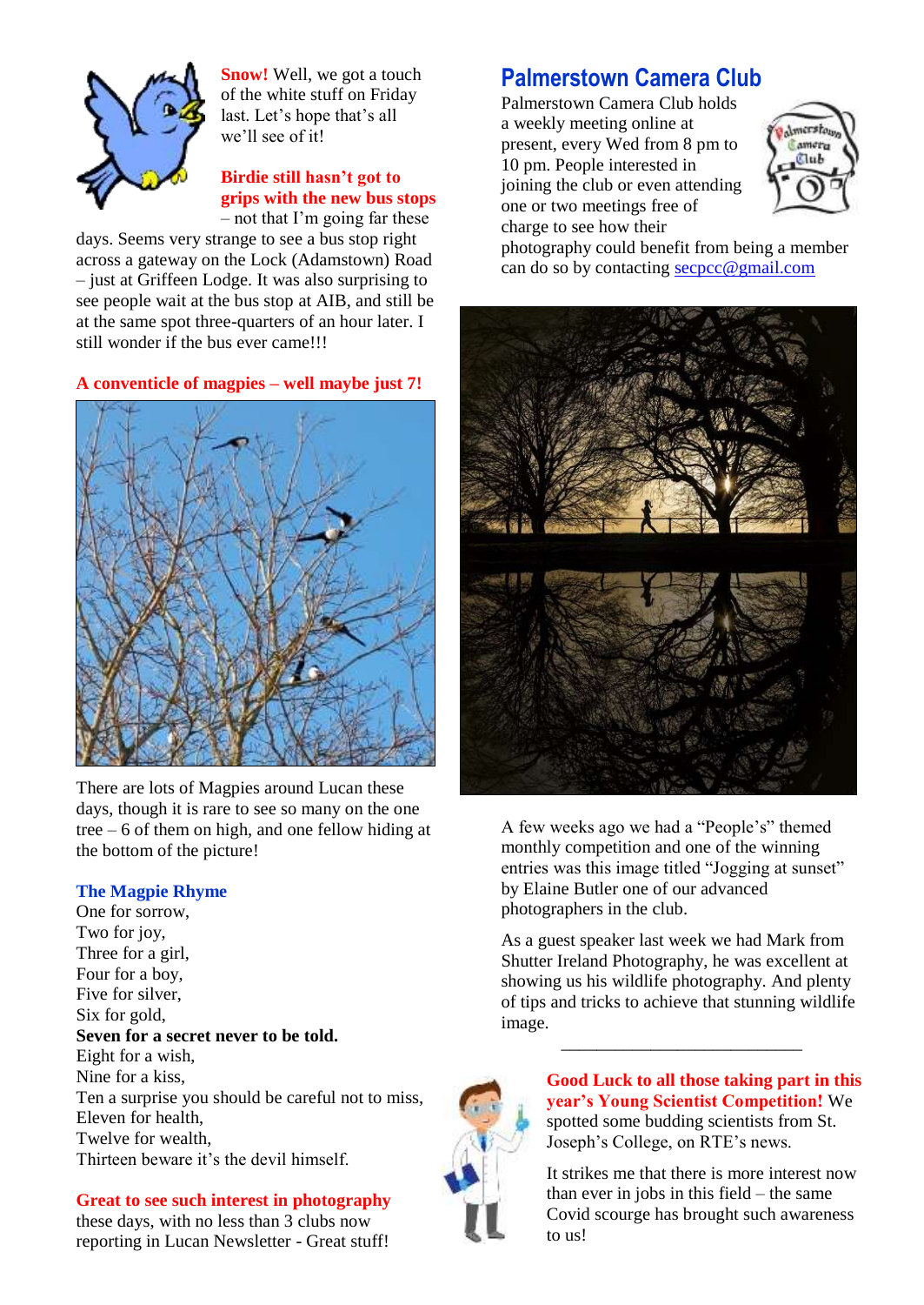**Snow!** Well, we got a touch of the white stuff on Friday last. Let's hope that's all we'll see of it!

**Birdie still hasn't got to grips with the new bus stops** – not that I'm going far these days. Seems very strange to see a bus stop right across a gateway on the Lock (Adamstown) Road – just at Griffeen Lodge. It was also surprising to see people wait at the bus stop at AIB, and still be at the same spot three-quarters of an hour later. I still wonder if the bus ever came!!!

**A conventicle of magpies – well maybe just 7!**

There are lots of Magpies around Lucan these days, though it is rare to see so many on the one tree – 6 of them on high, and one fellow hiding at the bottom of the picture!

**The Magpie Rhyme**

One for sorrow,
Two for joy,
Three for a girl,
Four for a boy,
Five for silver,
Six for gold,
**Seven for a secret never to be told.**
Eight for a wish,
Nine for a kiss,
Ten a surprise you should be careful not to miss,
Eleven for health,
Twelve for wealth,
Thirteen beware it's the devil himself.

**Great to see such interest in photography** these days, with no less than 3 clubs now reporting in Lucan Newsletter - Great stuff!

## Palmerstown Camera Club

Palmerstown Camera Club holds a weekly meeting online at present, every Wed from 8 pm to 10 pm. People interested in joining the club or even attending one or two meetings free of charge to see how their photography could benefit from being a member can do so by contacting secpcc@gmail.com

A few weeks ago we had a "People's" themed monthly competition and one of the winning entries was this image titled "Jogging at sunset" by Elaine Butler one of our advanced photographers in the club.

As a guest speaker last week we had Mark from Shutter Ireland Photography, he was excellent at showing us his wildlife photography. And plenty of tips and tricks to achieve that stunning wildlife image.

---

**Good Luck to all those taking part in this year's Young Scientist Competition!** We spotted some budding scientists from St. Joseph's College, on RTE's news.

It strikes me that there is more interest now than ever in jobs in this field – the same Covid scourge has brought such awareness to us!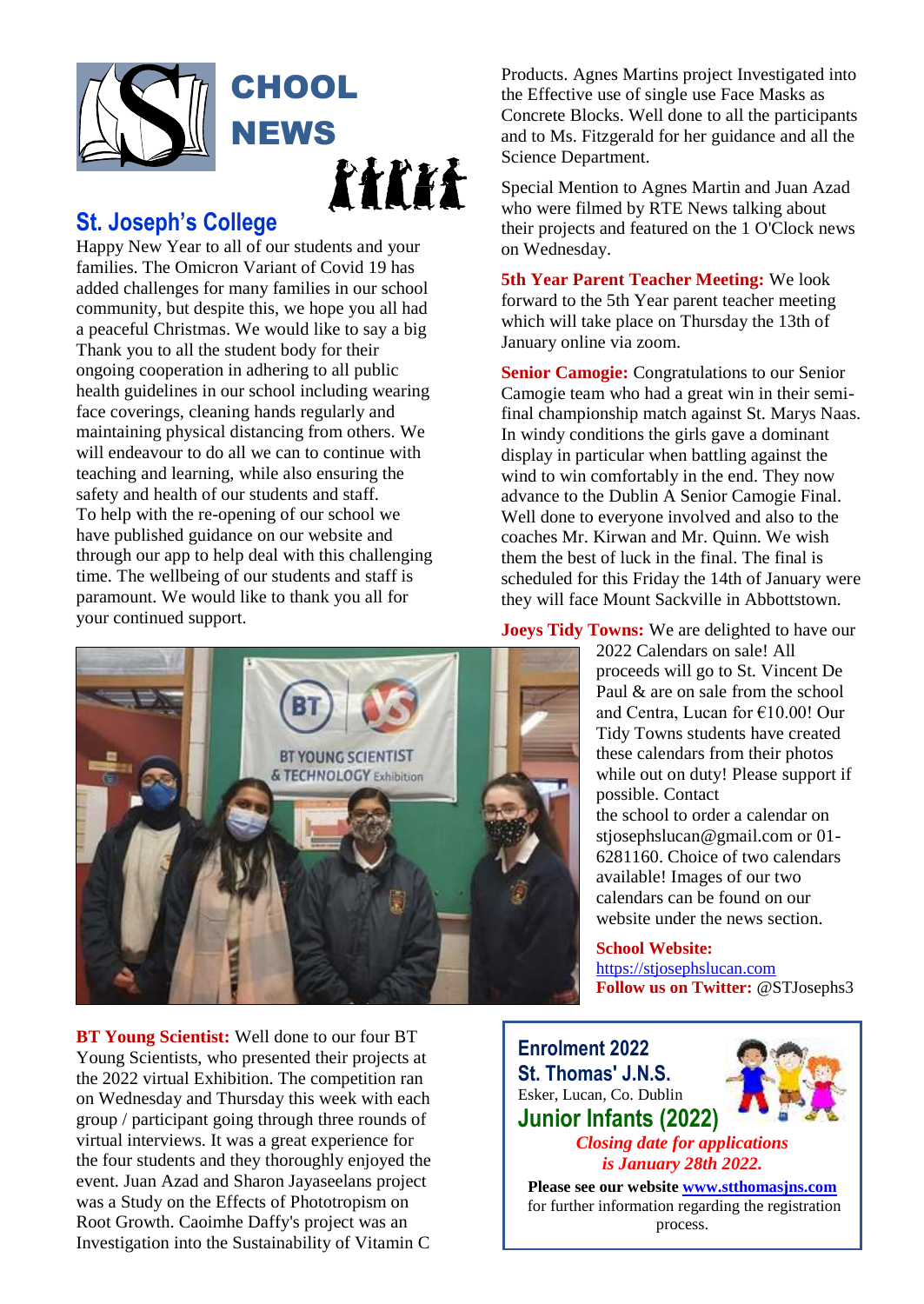# SCHOOL NEWS

## St. Joseph's College

Happy New Year to all of our students and your families. The Omicron Variant of Covid 19 has added challenges for many families in our school community, but despite this, we hope you all had a peaceful Christmas. We would like to say a big Thank you to all the student body for their ongoing cooperation in adhering to all public health guidelines in our school including wearing face coverings, cleaning hands regularly and maintaining physical distancing from others. We will endeavour to do all we can to continue with teaching and learning, while also ensuring the safety and health of our students and staff.
To help with the re-opening of our school we have published guidance on our website and through our app to help deal with this challenging time. The wellbeing of our students and staff is paramount. We would like to thank you all for your continued support.

**BT Young Scientist:** Well done to our four BT Young Scientists, who presented their projects at the 2022 virtual Exhibition. The competition ran on Wednesday and Thursday this week with each group / participant going through three rounds of virtual interviews. It was a great experience for the four students and they thoroughly enjoyed the event. Juan Azad and Sharon Jayaseelans project was a Study on the Effects of Phototropism on Root Growth. Caoimhe Daffy's project was an Investigation into the Sustainability of Vitamin C Products. Agnes Martins project Investigated into the Effective use of single use Face Masks as Concrete Blocks. Well done to all the participants and to Ms. Fitzgerald for her guidance and all the Science Department.

Special Mention to Agnes Martin and Juan Azad who were filmed by RTE News talking about their projects and featured on the 1 O'Clock news on Wednesday.

**5th Year Parent Teacher Meeting:** We look forward to the 5th Year parent teacher meeting which will take place on Thursday the 13th of January online via zoom.

**Senior Camogie:** Congratulations to our Senior Camogie team who had a great win in their semi-final championship match against St. Marys Naas. In windy conditions the girls gave a dominant display in particular when battling against the wind to win comfortably in the end. They now advance to the Dublin A Senior Camogie Final. Well done to everyone involved and also to the coaches Mr. Kirwan and Mr. Quinn. We wish them the best of luck in the final. The final is scheduled for this Friday the 14th of January were they will face Mount Sackville in Abbottstown.

**Joeys Tidy Towns:** We are delighted to have our 2022 Calendars on sale! All proceeds will go to St. Vincent De Paul & are on sale from the school and Centra, Lucan for €10.00! Our Tidy Towns students have created these calendars from their photos while out on duty! Please support if possible. Contact the school to order a calendar on stjosephslucan@gmail.com or 01-6281160. Choice of two calendars available! Images of our two calendars can be found on our website under the news section.

**School Website:** https://stjosephslucan.com
**Follow us on Twitter:** @STJosephs3

---

**Enrolment 2022**
**St. Thomas' J.N.S.**
Esker, Lucan, Co. Dublin
**Junior Infants (2022)**

***Closing date for applications is January 28th 2022.***

**Please see our website www.stthomasjns.com** for further information regarding the registration process.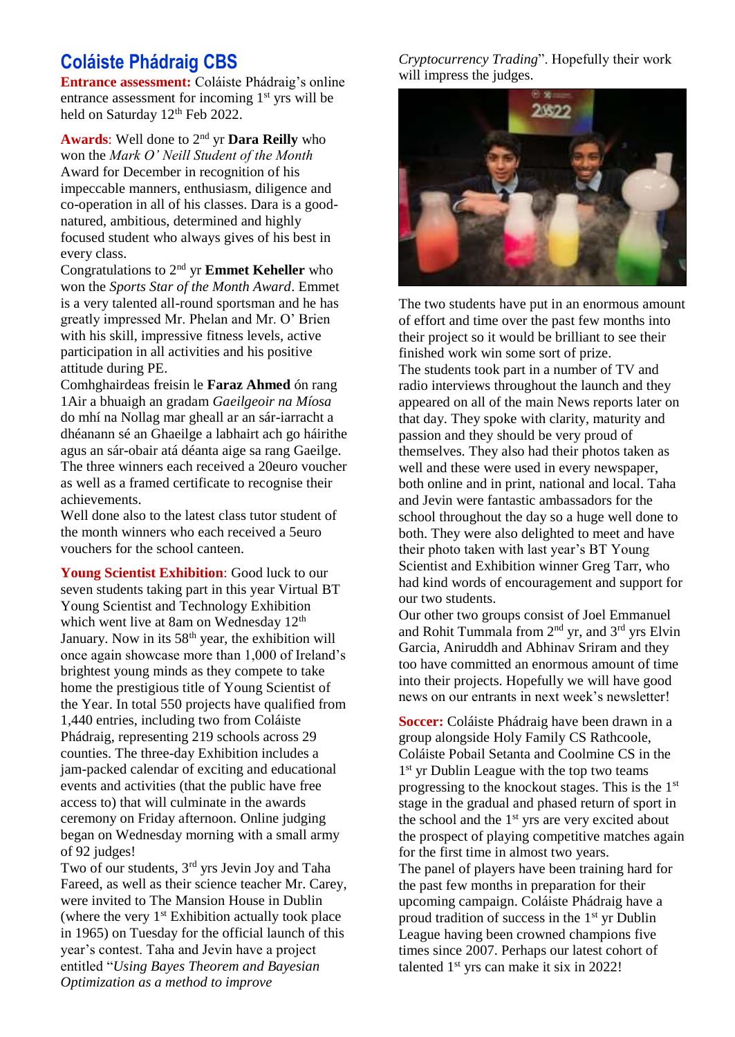## Coláiste Phádraig CBS

**Entrance assessment:** Coláiste Phádraig's online entrance assessment for incoming 1st yrs will be held on Saturday 12th Feb 2022.

**Awards**: Well done to 2nd yr **Dara Reilly** who won the *Mark O' Neill Student of the Month* Award for December in recognition of his impeccable manners, enthusiasm, diligence and co-operation in all of his classes. Dara is a good-natured, ambitious, determined and highly focused student who always gives of his best in every class.

Congratulations to 2nd yr **Emmet Keheller** who won the *Sports Star of the Month Award*. Emmet is a very talented all-round sportsman and he has greatly impressed Mr. Phelan and Mr. O' Brien with his skill, impressive fitness levels, active participation in all activities and his positive attitude during PE.

Comhghairdeas freisin le **Faraz Ahmed** ón rang 1Air a bhuaigh an gradam *Gaeilgeoir na Míosa* do mhí na Nollag mar gheall ar an sár-iarracht a dhéanann sé an Ghaeilge a labhairt ach go háirithe agus an sár-obair atá déanta aige sa rang Gaeilge.

The three winners each received a 20euro voucher as well as a framed certificate to recognise their achievements.

Well done also to the latest class tutor student of the month winners who each received a 5euro vouchers for the school canteen.

**Young Scientist Exhibition**: Good luck to our seven students taking part in this year Virtual BT Young Scientist and Technology Exhibition which went live at 8am on Wednesday 12th January. Now in its 58th year, the exhibition will once again showcase more than 1,000 of Ireland's brightest young minds as they compete to take home the prestigious title of Young Scientist of the Year. In total 550 projects have qualified from 1,440 entries, including two from Coláiste Phádraig, representing 219 schools across 29 counties. The three-day Exhibition includes a jam-packed calendar of exciting and educational events and activities (that the public have free access to) that will culminate in the awards ceremony on Friday afternoon. Online judging began on Wednesday morning with a small army of 92 judges!

Two of our students, 3rd yrs Jevin Joy and Taha Fareed, as well as their science teacher Mr. Carey, were invited to The Mansion House in Dublin (where the very 1st Exhibition actually took place in 1965) on Tuesday for the official launch of this year's contest. Taha and Jevin have a project entitled "*Using Bayes Theorem and Bayesian Optimization as a method to improve Cryptocurrency Trading*". Hopefully their work will impress the judges.

The two students have put in an enormous amount of effort and time over the past few months into their project so it would be brilliant to see their finished work win some sort of prize.

The students took part in a number of TV and radio interviews throughout the launch and they appeared on all of the main News reports later on that day. They spoke with clarity, maturity and passion and they should be very proud of themselves. They also had their photos taken as well and these were used in every newspaper, both online and in print, national and local. Taha and Jevin were fantastic ambassadors for the school throughout the day so a huge well done to both. They were also delighted to meet and have their photo taken with last year's BT Young Scientist and Exhibition winner Greg Tarr, who had kind words of encouragement and support for our two students.

Our other two groups consist of Joel Emmanuel and Rohit Tummala from 2nd yr, and 3rd yrs Elvin Garcia, Aniruddh and Abhinav Sriram and they too have committed an enormous amount of time into their projects. Hopefully we will have good news on our entrants in next week's newsletter!

**Soccer:** Coláiste Phádraig have been drawn in a group alongside Holy Family CS Rathcoole, Coláiste Pobail Setanta and Coolmine CS in the 1st yr Dublin League with the top two teams progressing to the knockout stages. This is the 1st stage in the gradual and phased return of sport in the school and the 1st yrs are very excited about the prospect of playing competitive matches again for the first time in almost two years.

The panel of players have been training hard for the past few months in preparation for their upcoming campaign. Coláiste Phádraig have a proud tradition of success in the 1st yr Dublin League having been crowned champions five times since 2007. Perhaps our latest cohort of talented 1st yrs can make it six in 2022!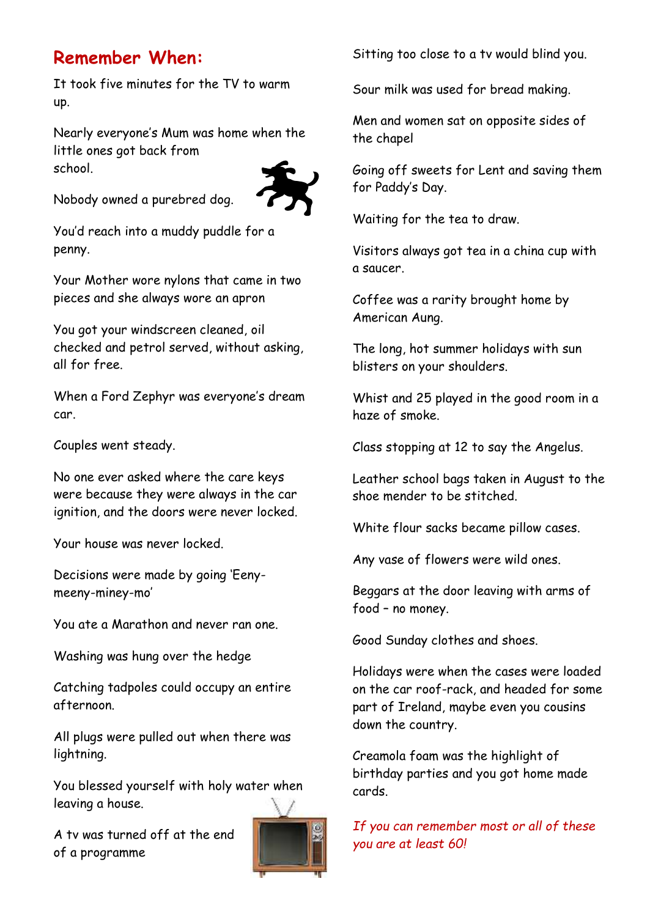## Remember When:

It took five minutes for the TV to warm up.

Nearly everyone's Mum was home when the little ones got back from school.

Nobody owned a purebred dog.

You'd reach into a muddy puddle for a penny.

Your Mother wore nylons that came in two pieces and she always wore an apron

You got your windscreen cleaned, oil checked and petrol served, without asking, all for free.

When a Ford Zephyr was everyone's dream car.

Couples went steady.

No one ever asked where the care keys were because they were always in the car ignition, and the doors were never locked.

Your house was never locked.

Decisions were made by going 'Eeny-meeny-miney-mo'

You ate a Marathon and never ran one.

Washing was hung over the hedge

Catching tadpoles could occupy an entire afternoon.

All plugs were pulled out when there was lightning.

You blessed yourself with holy water when leaving a house.

A tv was turned off at the end of a programme

Sitting too close to a tv would blind you.

Sour milk was used for bread making.

Men and women sat on opposite sides of the chapel

Going off sweets for Lent and saving them for Paddy's Day.

Waiting for the tea to draw.

Visitors always got tea in a china cup with a saucer.

Coffee was a rarity brought home by American Aung.

The long, hot summer holidays with sun blisters on your shoulders.

Whist and 25 played in the good room in a haze of smoke.

Class stopping at 12 to say the Angelus.

Leather school bags taken in August to the shoe mender to be stitched.

White flour sacks became pillow cases.

Any vase of flowers were wild ones.

Beggars at the door leaving with arms of food – no money.

Good Sunday clothes and shoes.

Holidays were when the cases were loaded on the car roof-rack, and headed for some part of Ireland, maybe even you cousins down the country.

Creamola foam was the highlight of birthday parties and you got home made cards.

*If you can remember most or all of these you are at least 60!*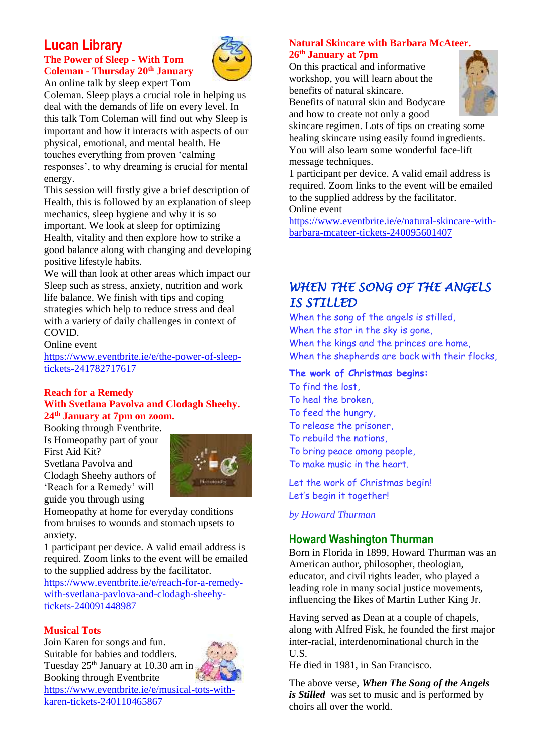# Lucan Library

## The Power of Sleep - With Tom Coleman - Thursday 20th January

An online talk by sleep expert Tom Coleman. Sleep plays a crucial role in helping us deal with the demands of life on every level. In this talk Tom Coleman will find out why Sleep is important and how it interacts with aspects of our physical, emotional, and mental health. He touches everything from proven 'calming responses', to why dreaming is crucial for mental energy.

This session will firstly give a brief description of Health, this is followed by an explanation of sleep mechanics, sleep hygiene and why it is so important. We look at sleep for optimizing Health, vitality and then explore how to strike a good balance along with changing and developing positive lifestyle habits.

We will than look at other areas which impact our Sleep such as stress, anxiety, nutrition and work life balance. We finish with tips and coping strategies which help to reduce stress and deal with a variety of daily challenges in context of COVID.

Online event

https://www.eventbrite.ie/e/the-power-of-sleep-tickets-241782717617

## Reach for a Remedy
## With Svetlana Pavolva and Clodagh Sheehy. 24th January at 7pm on zoom.

Booking through Eventbrite.

Is Homeopathy part of your First Aid Kit?

Svetlana Pavolva and Clodagh Sheehy authors of 'Reach for a Remedy' will guide you through using Homeopathy at home for everyday conditions from bruises to wounds and stomach upsets to anxiety.

1 participant per device. A valid email address is required. Zoom links to the event will be emailed to the supplied address by the facilitator.

https://www.eventbrite.ie/e/reach-for-a-remedy-with-svetlana-pavlova-and-clodagh-sheehy-tickets-240091448987

## Musical Tots

Join Karen for songs and fun.
Suitable for babies and toddlers.
Tuesday 25th January at 10.30 am in
Booking through Eventbrite

https://www.eventbrite.ie/e/musical-tots-with-karen-tickets-240110465867

## Natural Skincare with Barbara McAteer. 26th January at 7pm

On this practical and informative workshop, you will learn about the benefits of natural skincare.

Benefits of natural skin and Bodycare and how to create not only a good skincare regimen. Lots of tips on creating some healing skincare using easily found ingredients. You will also learn some wonderful face-lift message techniques.

1 participant per device. A valid email address is required. Zoom links to the event will be emailed to the supplied address by the facilitator.

Online event

https://www.eventbrite.ie/e/natural-skincare-with-barbara-mcateer-tickets-240095601407

# *WHEN THE SONG OF THE ANGELS IS STILLED*

When the song of the angels is stilled,
When the star in the sky is gone,
When the kings and the princes are home,
When the shepherds are back with their flocks,

**The work of Christmas begins:**
To find the lost,
To heal the broken,
To feed the hungry,
To release the prisoner,
To rebuild the nations,
To bring peace among people,
To make music in the heart.

Let the work of Christmas begin!
Let's begin it together!

*by Howard Thurman*

## Howard Washington Thurman

Born in Florida in 1899, Howard Thurman was an American author, philosopher, theologian, educator, and civil rights leader, who played a leading role in many social justice movements, influencing the likes of Martin Luther King Jr.

Having served as Dean at a couple of chapels, along with Alfred Fisk, he founded the first major inter-racial, interdenominational church in the U.S.

He died in 1981, in San Francisco.

The above verse, ***When The Song of the Angels is Stilled*** was set to music and is performed by choirs all over the world.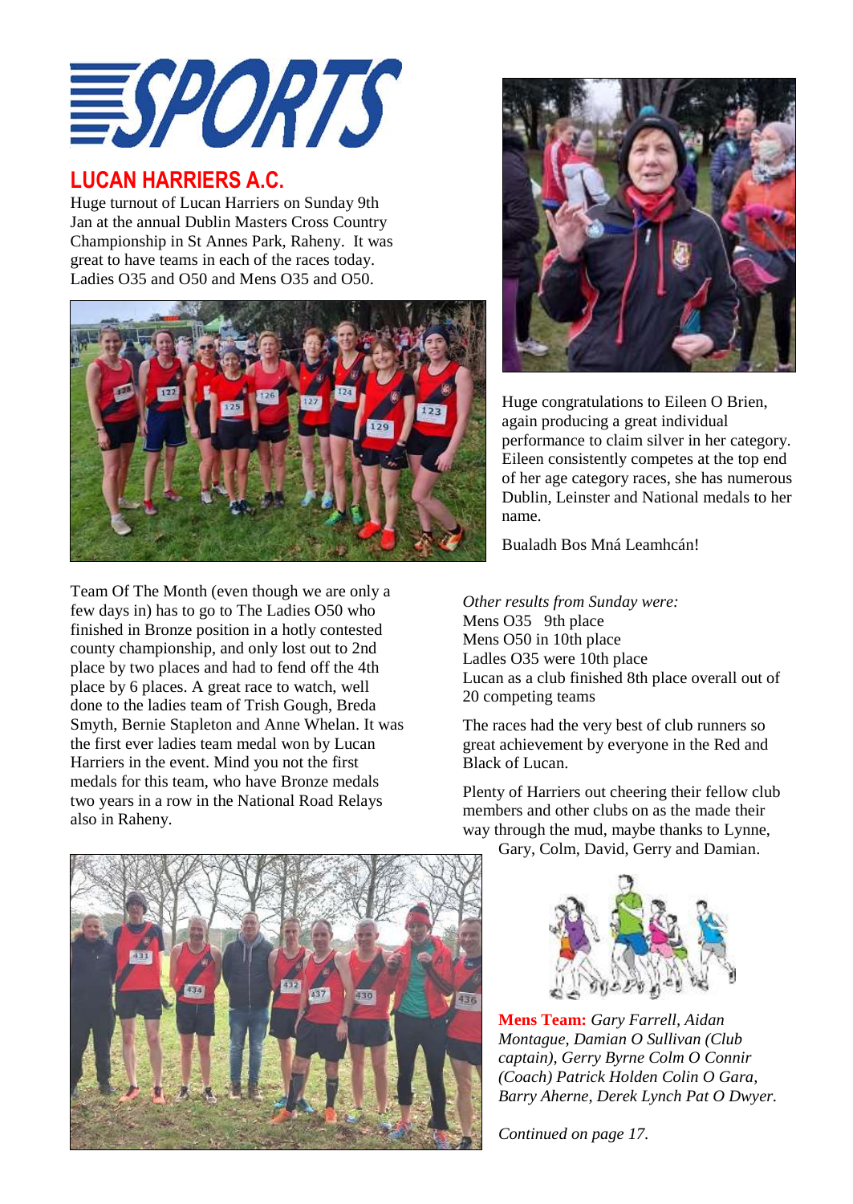# SPORTS

## LUCAN HARRIERS A.C.

Huge turnout of Lucan Harriers on Sunday 9th Jan at the annual Dublin Masters Cross Country Championship in St Annes Park, Raheny. It was great to have teams in each of the races today. Ladies O35 and O50 and Mens O35 and O50.

Huge congratulations to Eileen O Brien, again producing a great individual performance to claim silver in her category. Eileen consistently competes at the top end of her age category races, she has numerous Dublin, Leinster and National medals to her name.

Bualadh Bos Mná Leamhcán!

Team Of The Month (even though we are only a few days in) has to go to The Ladies O50 who finished in Bronze position in a hotly contested county championship, and only lost out to 2nd place by two places and had to fend off the 4th place by 6 places. A great race to watch, well done to the ladies team of Trish Gough, Breda Smyth, Bernie Stapleton and Anne Whelan. It was the first ever ladies team medal won by Lucan Harriers in the event. Mind you not the first medals for this team, who have Bronze medals two years in a row in the National Road Relays also in Raheny.

*Other results from Sunday were:*
Mens O35 9th place
Mens O50 in 10th place
Ladles O35 were 10th place
Lucan as a club finished 8th place overall out of 20 competing teams

The races had the very best of club runners so great achievement by everyone in the Red and Black of Lucan.

Plenty of Harriers out cheering their fellow club members and other clubs on as the made their way through the mud, maybe thanks to Lynne, Gary, Colm, David, Gerry and Damian.

**Mens Team:** *Gary Farrell, Aidan Montague, Damian O Sullivan (Club captain), Gerry Byrne Colm O Connir (Coach) Patrick Holden Colin O Gara, Barry Aherne, Derek Lynch Pat O Dwyer.*

*Continued on page 17.*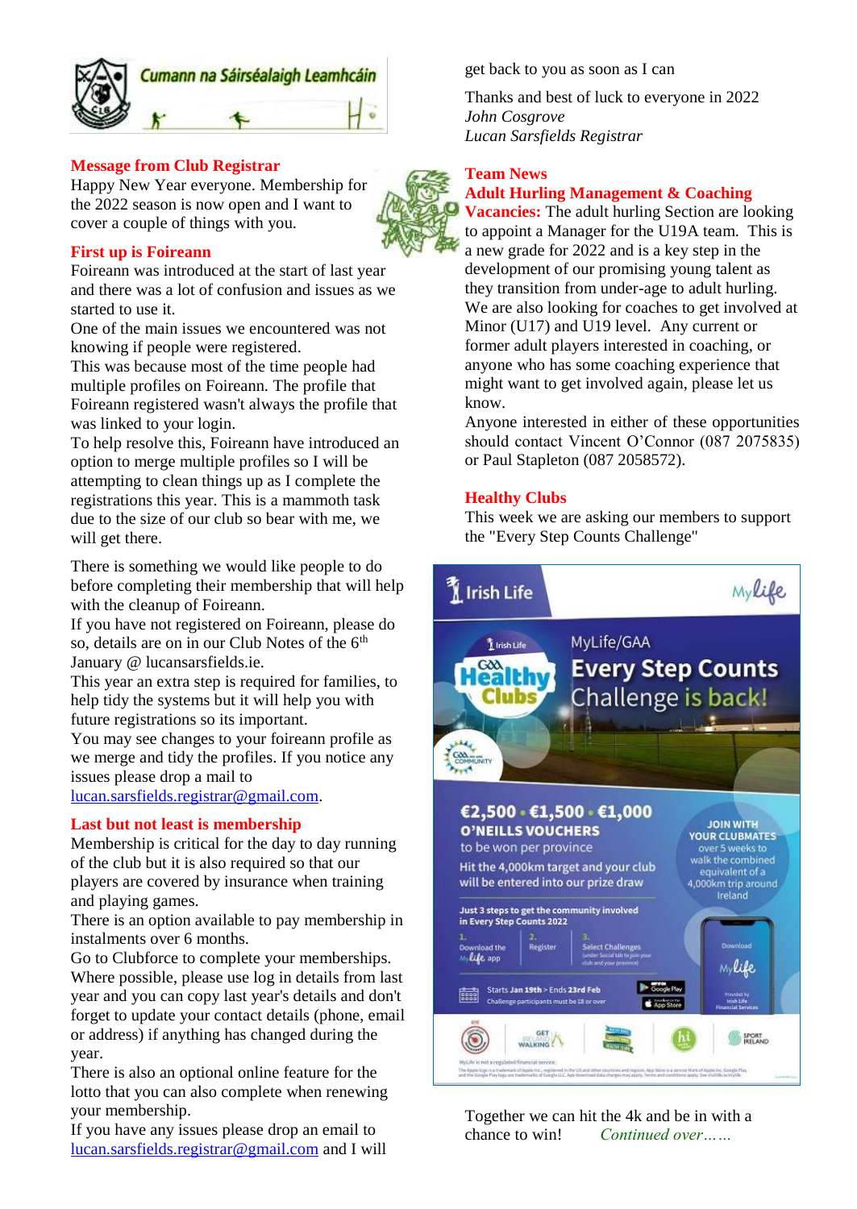Cumann na Sáirséalaigh Leamhcáin

## Message from Club Registrar

Happy New Year everyone. Membership for the 2022 season is now open and I want to cover a couple of things with you.

### First up is Foireann

Foireann was introduced at the start of last year and there was a lot of confusion and issues as we started to use it.

One of the main issues we encountered was not knowing if people were registered.

This was because most of the time people had multiple profiles on Foireann. The profile that Foireann registered wasn't always the profile that was linked to your login.

To help resolve this, Foireann have introduced an option to merge multiple profiles so I will be attempting to clean things up as I complete the registrations this year. This is a mammoth task due to the size of our club so bear with me, we will get there.

There is something we would like people to do before completing their membership that will help with the cleanup of Foireann.

If you have not registered on Foireann, please do so, details are on in our Club Notes of the 6th January @ lucansarsfields.ie.

This year an extra step is required for families, to help tidy the systems but it will help you with future registrations so its important.

You may see changes to your foireann profile as we merge and tidy the profiles. If you notice any issues please drop a mail to lucan.sarsfields.registrar@gmail.com.

### Last but not least is membership

Membership is critical for the day to day running of the club but it is also required so that our players are covered by insurance when training and playing games.

There is an option available to pay membership in instalments over 6 months.

Go to Clubforce to complete your memberships. Where possible, please use log in details from last year and you can copy last year's details and don't forget to update your contact details (phone, email or address) if anything has changed during the year.

There is also an optional online feature for the lotto that you can also complete when renewing your membership.

If you have any issues please drop an email to lucan.sarsfields.registrar@gmail.com and I will get back to you as soon as I can

Thanks and best of luck to everyone in 2022

*John Cosgrove*

*Lucan Sarsfields Registrar*

## Team News

### Adult Hurling Management & Coaching Vacancies:

The adult hurling Section are looking to appoint a Manager for the U19A team. This is a new grade for 2022 and is a key step in the development of our promising young talent as they transition from under-age to adult hurling. We are also looking for coaches to get involved at Minor (U17) and U19 level. Any current or former adult players interested in coaching, or anyone who has some coaching experience that might want to get involved again, please let us know.

Anyone interested in either of these opportunities should contact Vincent O'Connor (087 2075835) or Paul Stapleton (087 2058572).

## Healthy Clubs

This week we are asking our members to support the "Every Step Counts Challenge"

Irish Life | MyLife

MyLife/GAA
Every Step Counts Challenge is back!

€2,500 • €1,500 • €1,000
O'NEILLS VOUCHERS
to be won per province

Hit the 4,000km target and your club will be entered into our prize draw

JOIN WITH YOUR CLUBMATES over 5 weeks to walk the combined equivalent of a 4,000km trip around Ireland

Just 3 steps to get the community involved in Every Step Counts 2022
1. Download the MyLife app
2. Register
3. Select Challenges (under Social tab to join your club and your province)

Starts Jan 19th > Ends 23rd Feb
Challenge participants must be 18 or over

Together we can hit the 4k and be in with a chance to win! *Continued over……*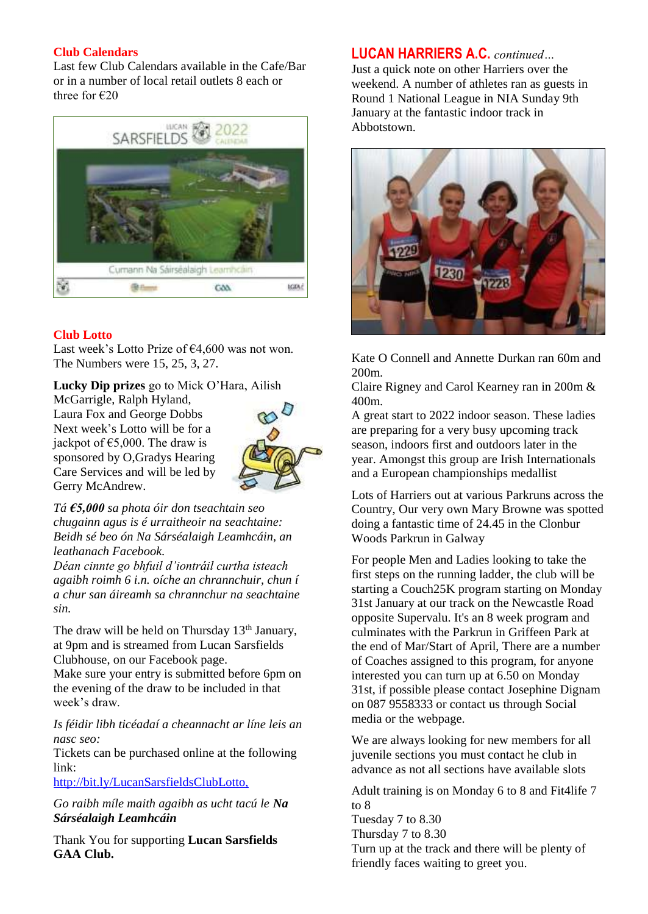## Club Calendars

Last few Club Calendars available in the Cafe/Bar or in a number of local retail outlets 8 each or three for €20

## Club Lotto

Last week's Lotto Prize of €4,600 was not won. The Numbers were 15, 25, 3, 27.

**Lucky Dip prizes** go to Mick O'Hara, Ailish McGarrigle, Ralph Hyland, Laura Fox and George Dobbs

Next week's Lotto will be for a jackpot of €5,000. The draw is sponsored by O,Gradys Hearing Care Services and will be led by Gerry McAndrew.

*Tá **€5,000** sa phota óir don tseachtain seo chugainn agus is é urraitheoir na seachtaine: Beidh sé beo ón Na Sárséalaigh Leamhcáin, an leathanach Facebook.*

*Déan cinnte go bhfuil d'iontráil curtha isteach agaibh roimh 6 i.n. oíche an chrannchuir, chun í a chur san áireamh sa chrannchur na seachtaine sin.*

The draw will be held on Thursday 13th January, at 9pm and is streamed from Lucan Sarsfields Clubhouse, on our Facebook page.

Make sure your entry is submitted before 6pm on the evening of the draw to be included in that week's draw.

*Is féidir libh ticéadaí a cheannacht ar líne leis an nasc seo:*

Tickets can be purchased online at the following link:

http://bit.ly/LucanSarsfieldsClubLotto,

*Go raibh míle maith agaibh as ucht tacú le **Na Sárséalaigh Leamhcáin***

Thank You for supporting **Lucan Sarsfields GAA Club.**

## LUCAN HARRIERS A.C. *continued…*

Just a quick note on other Harriers over the weekend. A number of athletes ran as guests in Round 1 National League in NIA Sunday 9th January at the fantastic indoor track in Abbotstown.

Kate O Connell and Annette Durkan ran 60m and 200m.

Claire Rigney and Carol Kearney ran in 200m & 400m.

A great start to 2022 indoor season. These ladies are preparing for a very busy upcoming track season, indoors first and outdoors later in the year. Amongst this group are Irish Internationals and a European championships medallist

Lots of Harriers out at various Parkruns across the Country, Our very own Mary Browne was spotted doing a fantastic time of 24.45 in the Clonbur Woods Parkrun in Galway

For people Men and Ladies looking to take the first steps on the running ladder, the club will be starting a Couch25K program starting on Monday 31st January at our track on the Newcastle Road opposite Supervalu. It's an 8 week program and culminates with the Parkrun in Griffeen Park at the end of Mar/Start of April, There are a number of Coaches assigned to this program, for anyone interested you can turn up at 6.50 on Monday 31st, if possible please contact Josephine Dignam on 087 9558333 or contact us through Social media or the webpage.

We are always looking for new members for all juvenile sections you must contact he club in advance as not all sections have available slots

Adult training is on Monday 6 to 8 and Fit4life 7 to 8

Tuesday 7 to 8.30

Thursday 7 to 8.30

Turn up at the track and there will be plenty of friendly faces waiting to greet you.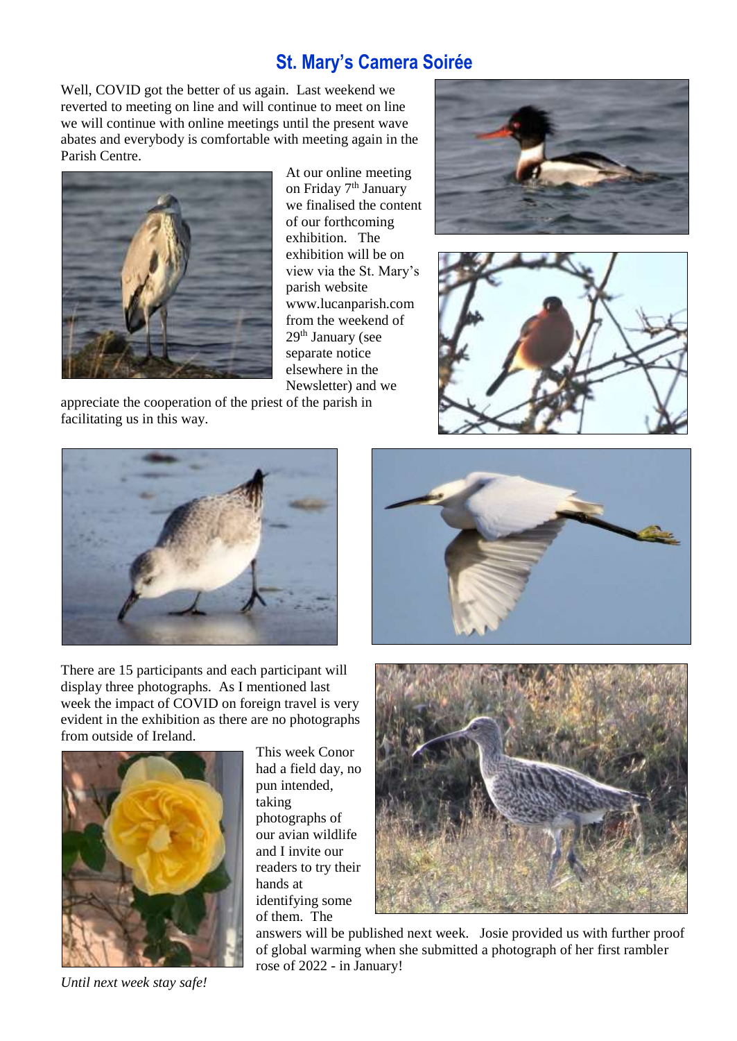## St. Mary's Camera Soirée

Well, COVID got the better of us again. Last weekend we reverted to meeting on line and will continue to meet on line we will continue with online meetings until the present wave abates and everybody is comfortable with meeting again in the Parish Centre.

At our online meeting on Friday 7th January we finalised the content of our forthcoming exhibition. The exhibition will be on view via the St. Mary's parish website www.lucanparish.com from the weekend of 29th January (see separate notice elsewhere in the Newsletter) and we appreciate the cooperation of the priest of the parish in facilitating us in this way.

There are 15 participants and each participant will display three photographs. As I mentioned last week the impact of COVID on foreign travel is very evident in the exhibition as there are no photographs from outside of Ireland.

This week Conor had a field day, no pun intended, taking photographs of our avian wildlife and I invite our readers to try their hands at identifying some of them. The answers will be published next week. Josie provided us with further proof of global warming when she submitted a photograph of her first rambler rose of 2022 - in January!

*Until next week stay safe!*